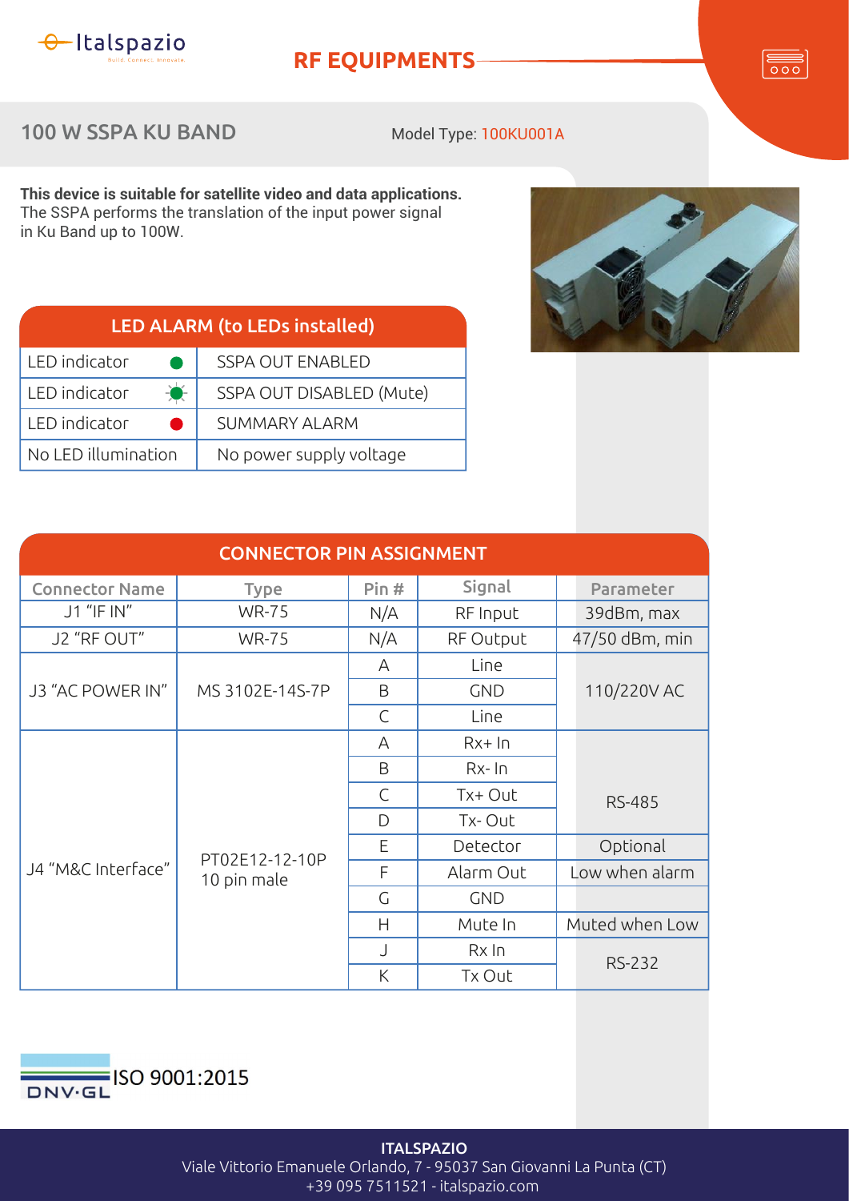Italspazio

## RF EQUIPMENTS

# 100 W SSPA KU BAND

Model Type: 100KU001A

**This device is suitable for satellite video and data applications.**
The SSPA performs the translation of the input power signal in Ku Band up to 100W.

| LED ALARM (to LEDs installed) | |
|---|---|
| LED indicator (green) | SSPA OUT ENABLED |
| LED indicator (green, blinking) | SSPA OUT DISABLED (Mute) |
| LED indicator (red) | SUMMARY ALARM |
| No LED illumination | No power supply voltage |

**CONNECTOR PIN ASSIGNMENT**

| Connector Name | Type | Pin # | Signal | Parameter |
|---|---|---|---|---|
| J1 “IF IN” | WR-75 | N/A | RF Input | 39dBm, max |
| J2 “RF OUT” | WR-75 | N/A | RF Output | 47/50 dBm, min |
| J3 “AC POWER IN” | MS 3102E-14S-7P | A | Line | 110/220V AC |
| | | B | GND | |
| | | C | Line | |
| J4 “M&C Interface” | PT02E12-12-10P 10 pin male | A | Rx+ In | RS-485 |
| | | B | Rx- In | |
| | | C | Tx+ Out | |
| | | D | Tx- Out | |
| | | E | Detector | Optional |
| | | F | Alarm Out | Low when alarm |
| | | G | GND | |
| | | H | Mute In | Muted when Low |
| | | J | Rx In | RS-232 |
| | | K | Tx Out | |

DNV·GL ISO 9001:2015

**ITALSPAZIO**
Viale Vittorio Emanuele Orlando, 7 - 95037 San Giovanni La Punta (CT)
+39 095 7511521 - italspazio.com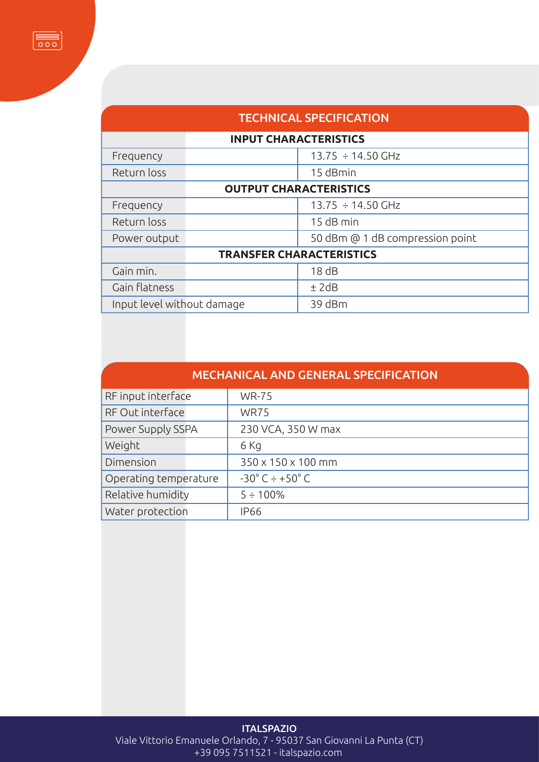| TECHNICAL SPECIFICATION | |
|---|---|
| **INPUT CHARACTERISTICS** | |
| Frequency | 13.75 ÷ 14.50 GHz |
| Return loss | 15 dBmin |
| **OUTPUT CHARACTERISTICS** | |
| Frequency | 13.75 ÷ 14.50 GHz |
| Return loss | 15 dB min |
| Power output | 50 dBm @ 1 dB compression point |
| **TRANSFER CHARACTERISTICS** | |
| Gain min. | 18 dB |
| Gain flatness | ± 2dB |
| Input level without damage | 39 dBm |

| MECHANICAL AND GENERAL SPECIFICATION | |
|---|---|
| RF input interface | WR-75 |
| RF Out interface | WR75 |
| Power Supply SSPA | 230 VCA, 350 W max |
| Weight | 6 Kg |
| Dimension | 350 x 150 x 100 mm |
| Operating temperature | -30° C ÷ +50° C |
| Relative humidity | 5 ÷ 100% |
| Water protection | IP66 |

**ITALSPAZIO**
Viale Vittorio Emanuele Orlando, 7 - 95037 San Giovanni La Punta (CT)
+39 095 7511521 - italspazio.com